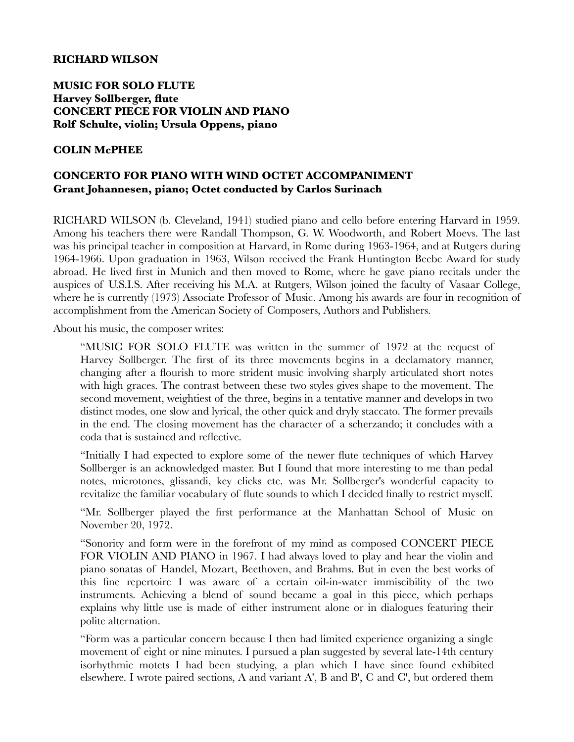**RICHARD WILSON**

**MUSIC FOR SOLO FLUTE**
**Harvey Sollberger, flute**
**CONCERT PIECE FOR VIOLIN AND PIANO**
**Rolf Schulte, violin; Ursula Oppens, piano**

**COLIN McPHEE**

**CONCERTO FOR PIANO WITH WIND OCTET ACCOMPANIMENT**
**Grant Johannesen, piano; Octet conducted by Carlos Surinach**

RICHARD WILSON (b. Cleveland, 1941) studied piano and cello before entering Harvard in 1959. Among his teachers there were Randall Thompson, G. W. Woodworth, and Robert Moevs. The last was his principal teacher in composition at Harvard, in Rome during 1963-1964, and at Rutgers during 1964-1966. Upon graduation in 1963, Wilson received the Frank Huntington Beebe Award for study abroad. He lived first in Munich and then moved to Rome, where he gave piano recitals under the auspices of U.S.I.S. After receiving his M.A. at Rutgers, Wilson joined the faculty of Vasaar College, where he is currently (1973) Associate Professor of Music. Among his awards are four in recognition of accomplishment from the American Society of Composers, Authors and Publishers.

About his music, the composer writes:

> "MUSIC FOR SOLO FLUTE was written in the summer of 1972 at the request of Harvey Sollberger. The first of its three movements begins in a declamatory manner, changing after a flourish to more strident music involving sharply articulated short notes with high graces. The contrast between these two styles gives shape to the movement. The second movement, weightiest of the three, begins in a tentative manner and develops in two distinct modes, one slow and lyrical, the other quick and dryly staccato. The former prevails in the end. The closing movement has the character of a scherzando; it concludes with a coda that is sustained and reflective.
>
> "Initially I had expected to explore some of the newer flute techniques of which Harvey Sollberger is an acknowledged master. But I found that more interesting to me than pedal notes, microtones, glissandi, key clicks etc. was Mr. Sollberger's wonderful capacity to revitalize the familiar vocabulary of flute sounds to which I decided finally to restrict myself.
>
> "Mr. Sollberger played the first performance at the Manhattan School of Music on November 20, 1972.
>
> "Sonority and form were in the forefront of my mind as composed CONCERT PIECE FOR VIOLIN AND PIANO in 1967. I had always loved to play and hear the violin and piano sonatas of Handel, Mozart, Beethoven, and Brahms. But in even the best works of this fine repertoire I was aware of a certain oil-in-water immiscibility of the two instruments. Achieving a blend of sound became a goal in this piece, which perhaps explains why little use is made of either instrument alone or in dialogues featuring their polite alternation.
>
> "Form was a particular concern because I then had limited experience organizing a single movement of eight or nine minutes. I pursued a plan suggested by several late-14th century isorhythmic motets I had been studying, a plan which I have since found exhibited elsewhere. I wrote paired sections, A and variant A', B and B', C and C', but ordered them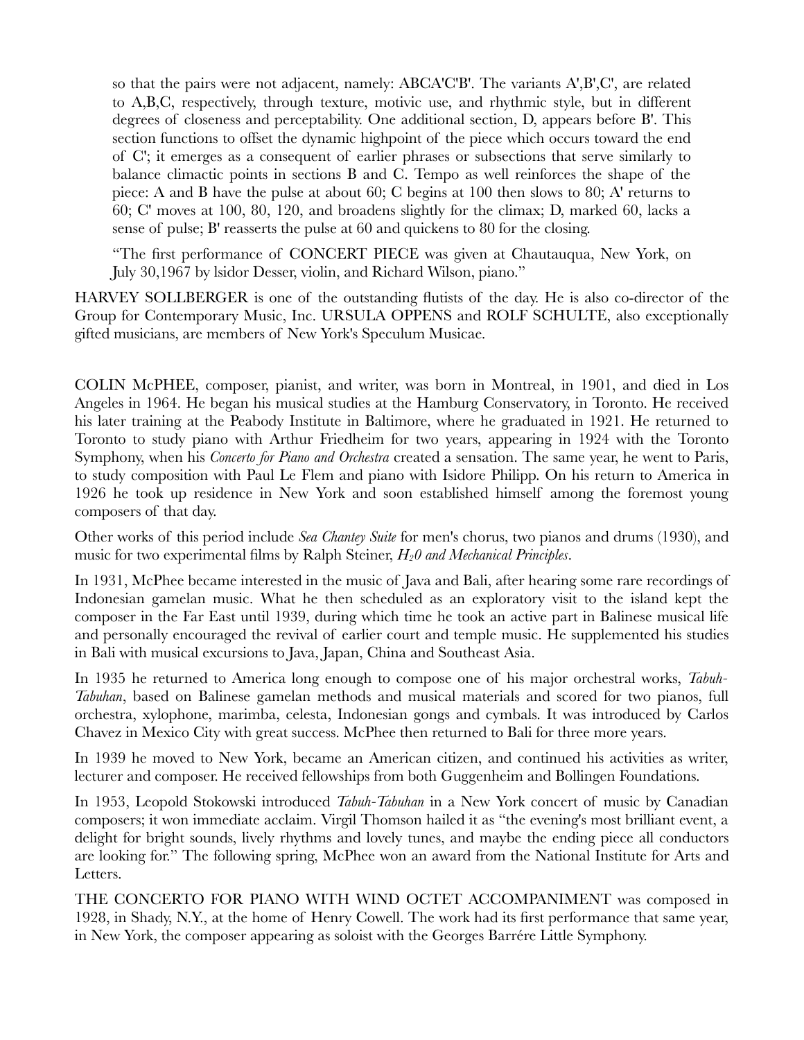so that the pairs were not adjacent, namely: ABCA'C'B'. The variants A',B',C', are related to A,B,C, respectively, through texture, motivic use, and rhythmic style, but in different degrees of closeness and perceptability. One additional section, D, appears before B'. This section functions to offset the dynamic highpoint of the piece which occurs toward the end of C'; it emerges as a consequent of earlier phrases or subsections that serve similarly to balance climactic points in sections B and C. Tempo as well reinforces the shape of the piece: A and B have the pulse at about 60; C begins at 100 then slows to 80; A' returns to 60; C' moves at 100, 80, 120, and broadens slightly for the climax; D, marked 60, lacks a sense of pulse; B' reasserts the pulse at 60 and quickens to 80 for the closing.

"The first performance of CONCERT PIECE was given at Chautauqua, New York, on July 30,1967 by lsidor Desser, violin, and Richard Wilson, piano."

HARVEY SOLLBERGER is one of the outstanding flutists of the day. He is also co-director of the Group for Contemporary Music, Inc. URSULA OPPENS and ROLF SCHULTE, also exceptionally gifted musicians, are members of New York's Speculum Musicae.

COLIN McPHEE, composer, pianist, and writer, was born in Montreal, in 1901, and died in Los Angeles in 1964. He began his musical studies at the Hamburg Conservatory, in Toronto. He received his later training at the Peabody Institute in Baltimore, where he graduated in 1921. He returned to Toronto to study piano with Arthur Friedheim for two years, appearing in 1924 with the Toronto Symphony, when his *Concerto for Piano and Orchestra* created a sensation. The same year, he went to Paris, to study composition with Paul Le Flem and piano with Isidore Philipp. On his return to America in 1926 he took up residence in New York and soon established himself among the foremost young composers of that day.

Other works of this period include *Sea Chantey Suite* for men's chorus, two pianos and drums (1930), and music for two experimental films by Ralph Steiner, *$H_20$ and Mechanical Principles*.

In 1931, McPhee became interested in the music of Java and Bali, after hearing some rare recordings of Indonesian gamelan music. What he then scheduled as an exploratory visit to the island kept the composer in the Far East until 1939, during which time he took an active part in Balinese musical life and personally encouraged the revival of earlier court and temple music. He supplemented his studies in Bali with musical excursions to Java, Japan, China and Southeast Asia.

In 1935 he returned to America long enough to compose one of his major orchestral works, *Tabuh-Tabuhan*, based on Balinese gamelan methods and musical materials and scored for two pianos, full orchestra, xylophone, marimba, celesta, Indonesian gongs and cymbals. It was introduced by Carlos Chavez in Mexico City with great success. McPhee then returned to Bali for three more years.

In 1939 he moved to New York, became an American citizen, and continued his activities as writer, lecturer and composer. He received fellowships from both Guggenheim and Bollingen Foundations.

In 1953, Leopold Stokowski introduced *Tabuh-Tabuhan* in a New York concert of music by Canadian composers; it won immediate acclaim. Virgil Thomson hailed it as "the evening's most brilliant event, a delight for bright sounds, lively rhythms and lovely tunes, and maybe the ending piece all conductors are looking for." The following spring, McPhee won an award from the National Institute for Arts and Letters.

THE CONCERTO FOR PIANO WITH WIND OCTET ACCOMPANIMENT was composed in 1928, in Shady, N.Y., at the home of Henry Cowell. The work had its first performance that same year, in New York, the composer appearing as soloist with the Georges Barrére Little Symphony.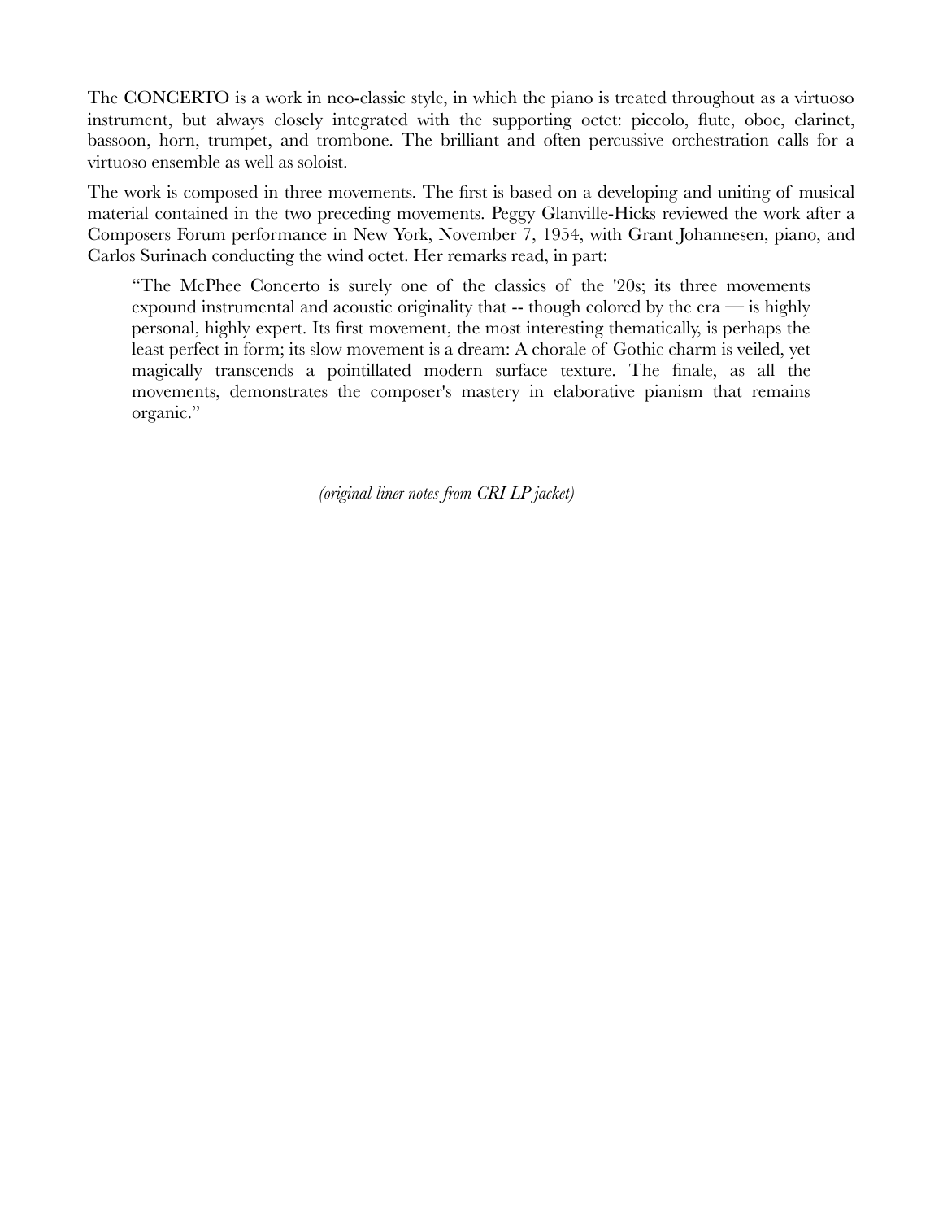The CONCERTO is a work in neo-classic style, in which the piano is treated throughout as a virtuoso instrument, but always closely integrated with the supporting octet: piccolo, flute, oboe, clarinet, bassoon, horn, trumpet, and trombone. The brilliant and often percussive orchestration calls for a virtuoso ensemble as well as soloist.

The work is composed in three movements. The first is based on a developing and uniting of musical material contained in the two preceding movements. Peggy Glanville-Hicks reviewed the work after a Composers Forum performance in New York, November 7, 1954, with Grant Johannesen, piano, and Carlos Surinach conducting the wind octet. Her remarks read, in part:

> "The McPhee Concerto is surely one of the classics of the '20s; its three movements expound instrumental and acoustic originality that -- though colored by the era — is highly personal, highly expert. Its first movement, the most interesting thematically, is perhaps the least perfect in form; its slow movement is a dream: A chorale of Gothic charm is veiled, yet magically transcends a pointillated modern surface texture. The finale, as all the movements, demonstrates the composer's mastery in elaborative pianism that remains organic."

*(original liner notes from CRI LP jacket)*